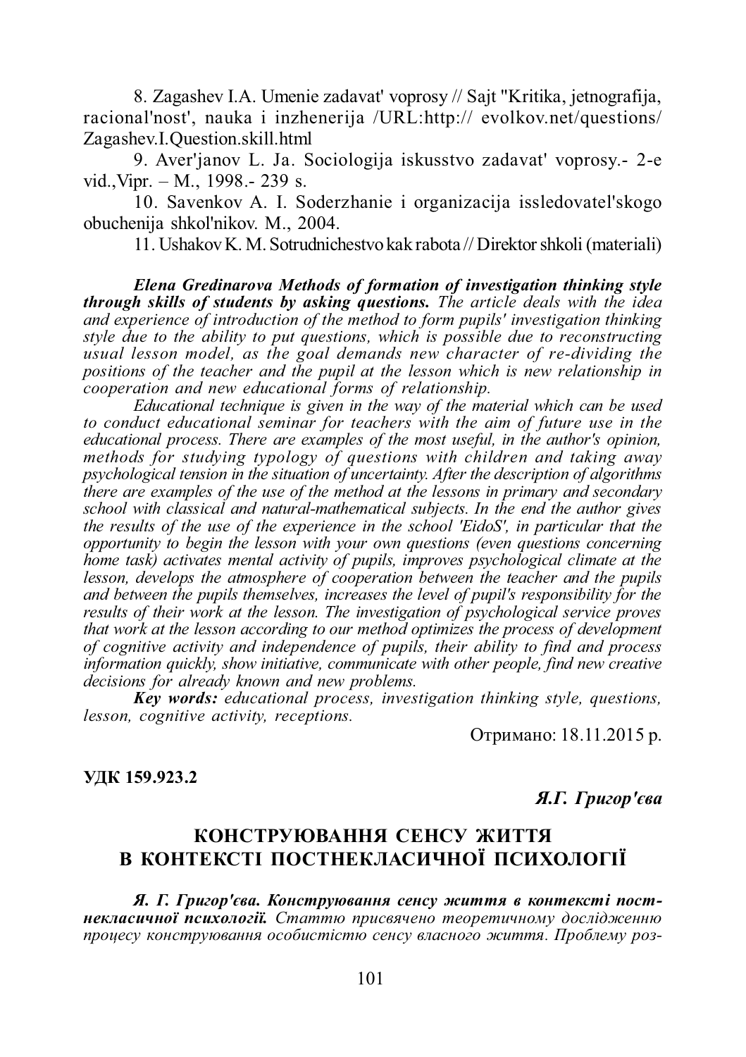8. Zagashev I.A. Umenie zadavat' voprosy // Sajt "Kritika, jetnografija, racional'nost', nauka i inzhenerija /URL:http:// evolkov.net/questions/ Zagashev.I.Question.skill.html

9. Aver'janov L. Ja. Sociologija iskusstvo zadavat' voprosy.- 2-e vid.,Vipr. – M., 1998.- 239 s.

10. Savenkov A. I. Soderzhanie i organizacija issledovatel'skogo obuchenija shkol'nikov. M., 2004.

11. Ushakov K. M. Sotrudnichestvo kak rabota // Direktor shkoli (materiali)

***Elena Gredinarova Methods of formation of investigation thinking style through skills of students by asking questions.*** *The article deals with the idea and experience of introduction of the method to form pupils' investigation thinking style due to the ability to put questions, which is possible due to reconstructing usual lesson model, as the goal demands new character of re-dividing the positions of the teacher and the pupil at the lesson which is new relationship in cooperation and new educational forms of relationship.*

*Educational technique is given in the way of the material which can be used to conduct educational seminar for teachers with the aim of future use in the educational process. There are examples of the most useful, in the author's opinion, methods for studying typology of questions with children and taking away psychological tension in the situation of uncertainty. After the description of algorithms there are examples of the use of the method at the lessons in primary and secondary school with classical and natural-mathematical subjects. In the end the author gives the results of the use of the experience in the school 'EidoS', in particular that the opportunity to begin the lesson with your own questions (even questions concerning home task) activates mental activity of pupils, improves psychological climate at the lesson, develops the atmosphere of cooperation between the teacher and the pupils and between the pupils themselves, increases the level of pupil's responsibility for the results of their work at the lesson. The investigation of psychological service proves that work at the lesson according to our method optimizes the process of development of cognitive activity and independence of pupils, their ability to find and process information quickly, show initiative, communicate with other people, find new creative decisions for already known and new problems.*

***Key words:*** *educational process, investigation thinking style, questions, lesson, cognitive activity, receptions.*

Отримано: 18.11.2015 р.

**УДК 159.923.2**

***Я.Г. Григор'єва***

# КОНСТРУЮВАННЯ СЕНСУ ЖИТТЯ В КОНТЕКСТІ ПОСТНЕКЛАСИЧНОЇ ПСИХОЛОГІЇ

***Я. Г. Григор'єва. Конструювання сенсу життя в контексті постнекласичної психології.*** *Статтю присвячено теоретичному дослідженню процесу конструювання особистістю сенсу власного життя. Проблему роз-*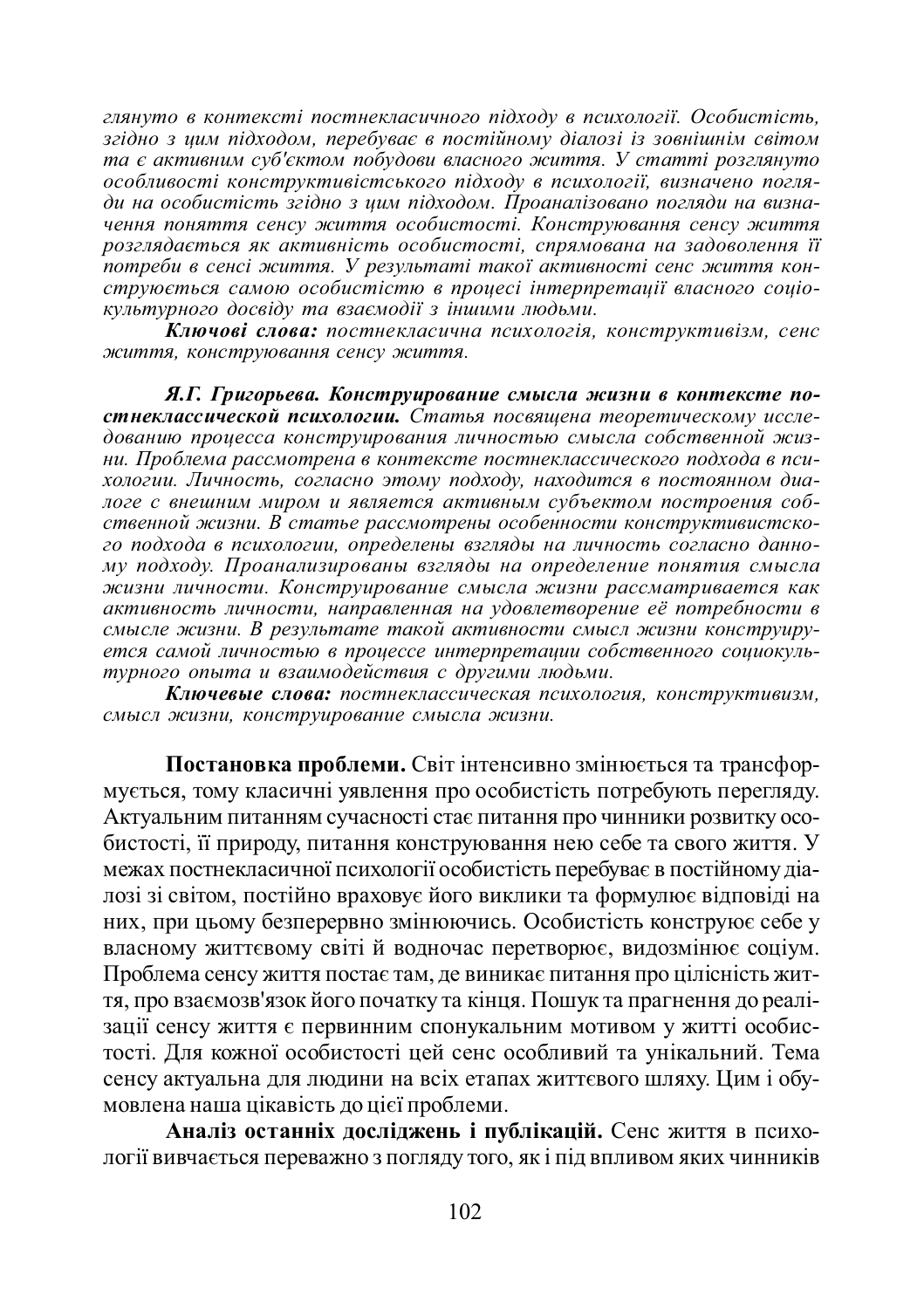*глянуто в контексті постнекласичного підходу в психології. Особистість, згідно з цим підходом, перебуває в постійному діалозі із зовнішнім світом та є активним суб'єктом побудови власного життя. У статті розглянуто особливості конструктивістського підходу в психології, визначено погляди на особистість згідно з цим підходом. Проаналізовано погляди на визначення поняття сенсу життя особистості. Конструювання сенсу життя розглядається як активність особистості, спрямована на задоволення її потреби в сенсі життя. У результаті такої активності сенс життя конструюється самою особистістю в процесі інтерпретації власного соціокультурного досвіду та взаємодії з іншими людьми.*

***Ключові слова:*** *постнекласична психологія, конструктивізм, сенс життя, конструювання сенсу життя.*

***Я.Г. Григорьева. Конструирование смысла жизни в контексте постнеклассической психологии.*** *Статья посвящена теоретическому исследованию процесса конструирования личностью смысла собственной жизни. Проблема рассмотрена в контексте постнеклассического подхода в психологии. Личность, согласно этому подходу, находится в постоянном диалоге с внешним миром и является активным субъектом построения собственной жизни. В статье рассмотрены особенности конструктивистского подхода в психологии, определены взгляды на личность согласно данному подходу. Проанализированы взгляды на определение понятия смысла жизни личности. Конструирование смысла жизни рассматривается как активность личности, направленная на удовлетворение её потребности в смысле жизни. В результате такой активности смысл жизни конструируется самой личностью в процессе интерпретации собственного социокультурного опыта и взаимодействия с другими людьми.*

***Ключевые слова:*** *постнеклассическая психология, конструктивизм, смысл жизни, конструирование смысла жизни.*

**Постановка проблеми.** Світ інтенсивно змінюється та трансформується, тому класичні уявлення про особистість потребують перегляду. Актуальним питанням сучасності стає питання про чинники розвитку особистості, її природу, питання конструювання нею себе та свого життя. У межах постнекласичної психології особистість перебуває в постійному діалозі зі світом, постійно враховує його виклики та формулює відповіді на них, при цьому безперервно змінюючись. Особистість конструює себе у власному життєвому світі й водночас перетворює, видозмінює соціум. Проблема сенсу життя постає там, де виникає питання про цілісність життя, про взаємозв'язок його початку та кінця. Пошук та прагнення до реалізації сенсу життя є первинним спонукальним мотивом у житті особистості. Для кожної особистості цей сенс особливий та унікальний. Тема сенсу актуальна для людини на всіх етапах життєвого шляху. Цим і обумовлена наша цікавість до цієї проблеми.

**Аналіз останніх досліджень і публікацій.** Сенс життя в психології вивчається переважно з погляду того, як і під впливом яких чинників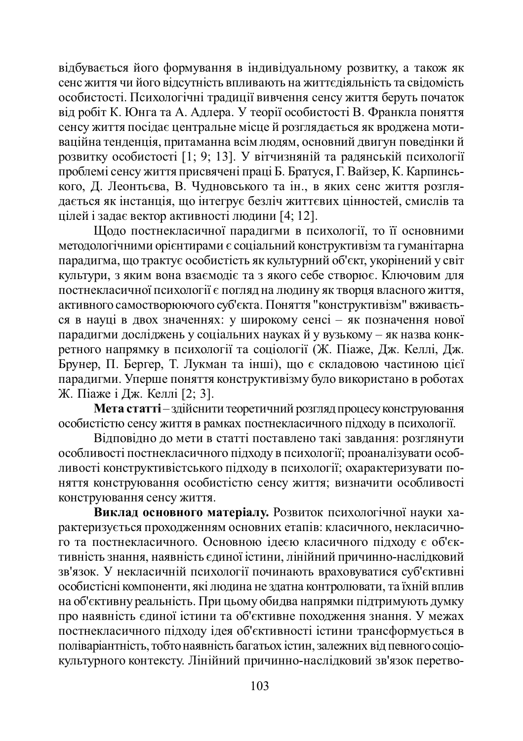відбувається його формування в індивідуальному розвитку, а також як сенс життя чи його відсутність впливають на життєдіяльність та свідомість особистості. Психологічні традиції вивчення сенсу життя беруть початок від робіт К. Юнга та А. Адлера. У теорії особистості В. Франкла поняття сенсу життя посідає центральне місце й розглядається як вроджена мотиваційна тенденція, притаманна всім людям, основний двигун поведінки й розвитку особистості [1; 9; 13]. У вітчизняній та радянській психології проблемі сенсу життя присвячені праці Б. Братуся, Г. Вайзер, К. Карпинського, Д. Леонтьєва, В. Чудновського та ін., в яких сенс життя розглядається як інстанція, що інтегрує безліч життєвих цінностей, смислів та цілей і задає вектор активності людини [4; 12].

Щодо постнекласичної парадигми в психології, то її основними методологічними орієнтирами є соціальний конструктивізм та гуманітарна парадигма, що трактує особистість як культурний об'єкт, укорінений у світ культури, з яким вона взаємодіє та з якого себе створює. Ключовим для постнекласичної психології є погляд на людину як творця власного життя, активного самостворюючого суб'єкта. Поняття "конструктивізм" вживається в науці в двох значеннях: у широкому сенсі – як позначення нової парадигми досліджень у соціальних науках й у вузькому – як назва конкретного напрямку в психології та соціології (Ж. Піаже, Дж. Келлі, Дж. Брунер, П. Бергер, Т. Лукман та інші), що є складовою частиною цієї парадигми. Уперше поняття конструктивізму було використано в роботах Ж. Піаже і Дж. Келлі [2; 3].

**Мета статті** – здійснити теоретичний розгляд процесу конструювання особистістю сенсу життя в рамках постнекласичного підходу в психології.

Відповідно до мети в статті поставлено такі завдання: розглянути особливості постнекласичного підходу в психології; проаналізувати особливості конструктивістського підходу в психології; охарактеризувати поняття конструювання особистістю сенсу життя; визначити особливості конструювання сенсу життя.

**Виклад основного матеріалу.** Розвиток психологічної науки характеризується проходженням основних етапів: класичного, некласичного та постнекласичного. Основною ідеєю класичного підходу є об'єктивність знання, наявність єдиної істини, лінійний причинно-наслідковий зв'язок. У некласичній психології починають враховуватися суб'єктивні особистісні компоненти, які людина не здатна контролювати, та їхній вплив на об'єктивну реальність. При цьому обидва напрямки підтримують думку про наявність єдиної істини та об'єктивне походження знання. У межах постнекласичного підходу ідея об'єктивності істини трансформується в поліваріантність, тобто наявність багатьох істин, залежних від певного соціокультурного контексту. Лінійний причинно-наслідковий зв'язок перетво-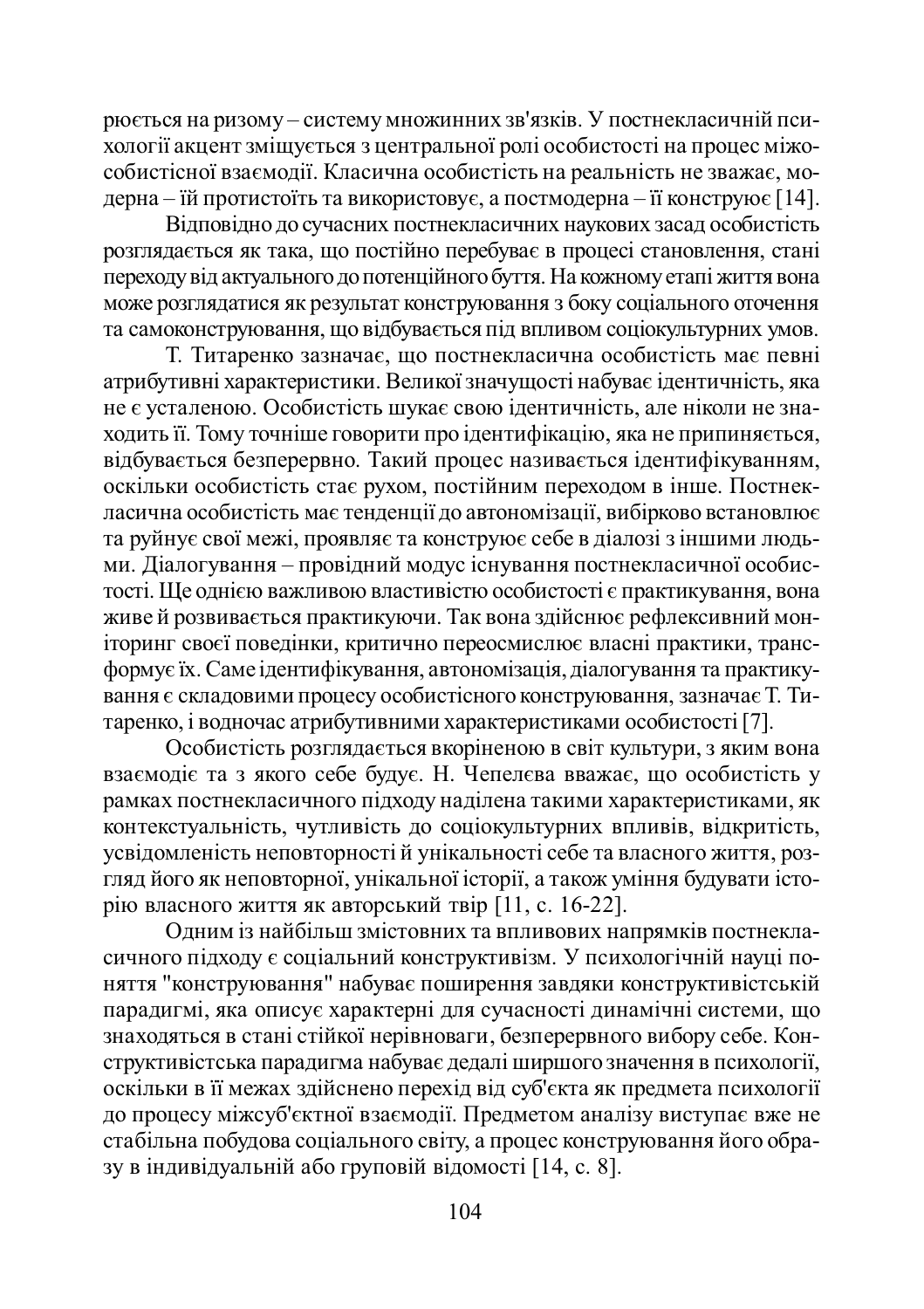рюється на ризому – систему множинних зв'язків. У постнекласичній психології акцент зміщується з центральної ролі особистості на процес міжособистісної взаємодії. Класична особистість на реальність не зважає, модерна – їй протистоїть та використовує, а постмодерна – її конструює [14].

Відповідно до сучасних постнекласичних наукових засад особистість розглядається як така, що постійно перебуває в процесі становлення, стані переходу від актуального до потенційного буття. На кожному етапі життя вона може розглядатися як результат конструювання з боку соціального оточення та самоконструювання, що відбувається під впливом соціокультурних умов.

Т. Титаренко зазначає, що постнекласична особистість має певні атрибутивні характеристики. Великої значущості набуває ідентичність, яка не є усталеною. Особистість шукає свою ідентичність, але ніколи не знаходить її. Тому точніше говорити про ідентифікацію, яка не припиняється, відбувається безперервно. Такий процес називається ідентифікуванням, оскільки особистість стає рухом, постійним переходом в інше. Постнекласична особистість має тенденції до автономізації, вибірково встановлює та руйнує свої межі, проявляє та конструює себе в діалозі з іншими людьми. Діалогування – провідний модус існування постнекласичної особистості. Ще однією важливою властивістю особистості є практикування, вона живе й розвивається практикуючи. Так вона здійснює рефлексивний моніторинг своєї поведінки, критично переосмислює власні практики, трансформує їх. Саме ідентифікування, автономізація, діалогування та практикування є складовими процесу особистісного конструювання, зазначає Т. Титаренко, і водночас атрибутивними характеристиками особистості [7].

Особистість розглядається вкоріненою в світ культури, з яким вона взаємодіє та з якого себе будує. Н. Чепелєва вважає, що особистість у рамках постнекласичного підходу наділена такими характеристиками, як контекстуальність, чутливість до соціокультурних впливів, відкритість, усвідомленість неповторності й унікальності себе та власного життя, розгляд його як неповторної, унікальної історії, а також уміння будувати історію власного життя як авторський твір [11, с. 16-22].

Одним із найбільш змістовних та впливових напрямків постнекласичного підходу є соціальний конструктивізм. У психологічній науці поняття "конструювання" набуває поширення завдяки конструктивістській парадигмі, яка описує характерні для сучасності динамічні системи, що знаходяться в стані стійкої нерівноваги, безперервного вибору себе. Конструктивістська парадигма набуває дедалі ширшого значення в психології, оскільки в її межах здійснено перехід від суб'єкта як предмета психології до процесу міжсуб'єктної взаємодії. Предметом аналізу виступає вже не стабільна побудова соціального світу, а процес конструювання його образу в індивідуальній або груповій відомості [14, с. 8].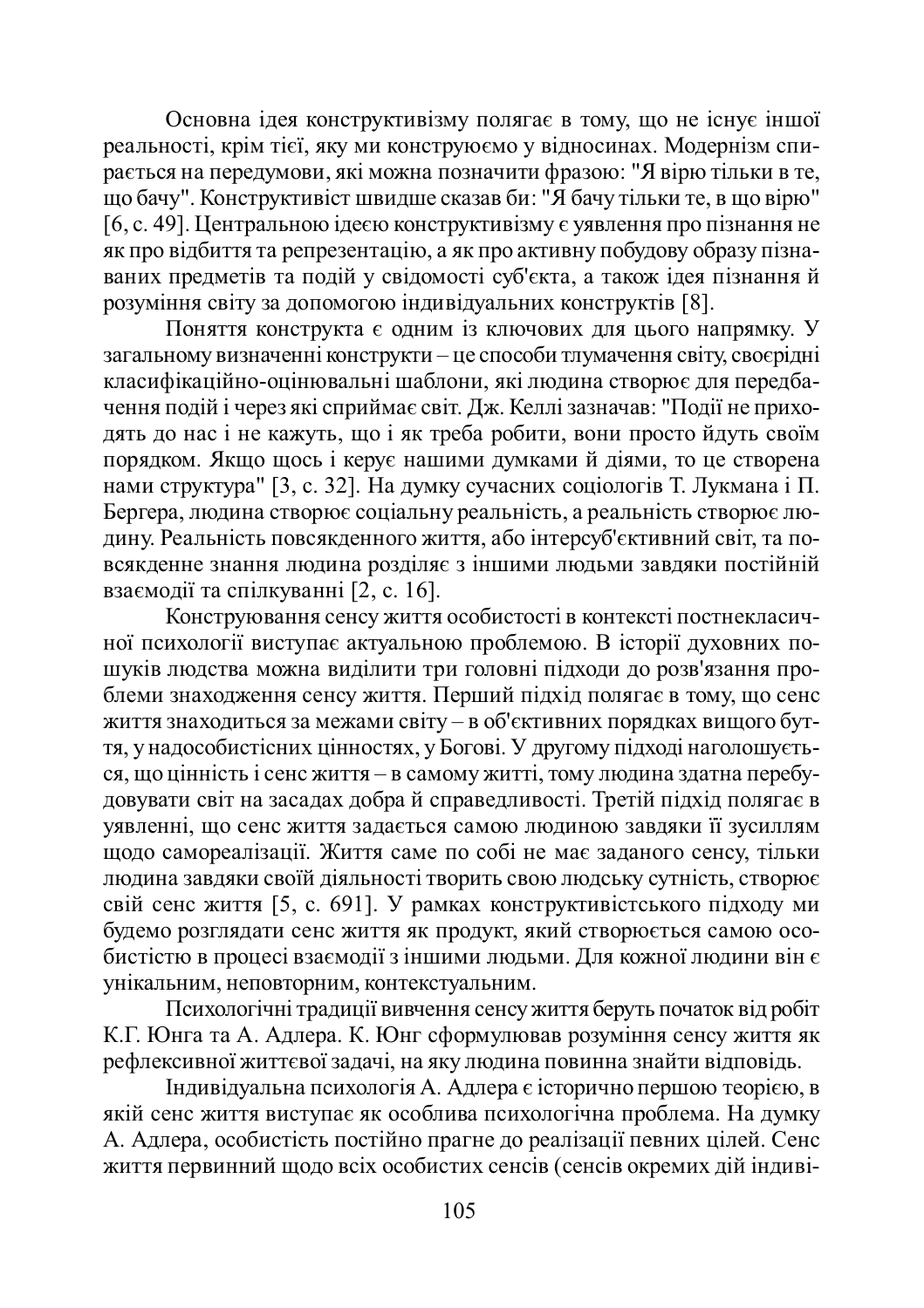Основна ідея конструктивізму полягає в тому, що не існує іншої реальності, крім тієї, яку ми конструюємо у відносинах. Модернізм спирається на передумови, які можна позначити фразою: "Я вірю тільки в те, що бачу". Конструктивіст швидше сказав би: "Я бачу тільки те, в що вірю" [6, с. 49]. Центральною ідеєю конструктивізму є уявлення про пізнання не як про відбиття та репрезентацію, а як про активну побудову образу пізнаваних предметів та подій у свідомості суб'єкта, а також ідея пізнання й розуміння світу за допомогою індивідуальних конструктів [8].

Поняття конструкта є одним із ключових для цього напрямку. У загальному визначенні конструкти – це способи тлумачення світу, своєрідні класифікаційно-оцінювальні шаблони, які людина створює для передбачення подій і через які сприймає світ. Дж. Келлі зазначав: "Події не приходять до нас і не кажуть, що і як треба робити, вони просто йдуть своїм порядком. Якщо щось і керує нашими думками й діями, то це створена нами структура" [3, с. 32]. На думку сучасних соціологів Т. Лукмана і П. Бергера, людина створює соціальну реальність, а реальність створює людину. Реальність повсякденного життя, або інтерсуб'єктивний світ, та повсякденне знання людина розділяє з іншими людьми завдяки постійній взаємодії та спілкуванні [2, с. 16].

Конструювання сенсу життя особистості в контексті постнекласичної психології виступає актуальною проблемою. В історії духовних пошуків людства можна виділити три головні підходи до розв'язання проблеми знаходження сенсу життя. Перший підхід полягає в тому, що сенс життя знаходиться за межами світу – в об'єктивних порядках вищого буття, у надособистісних цінностях, у Богові. У другому підході наголошується, що цінність і сенс життя – в самому житті, тому людина здатна перебудовувати світ на засадах добра й справедливості. Третій підхід полягає в уявленні, що сенс життя задається самою людиною завдяки її зусиллям щодо самореалізації. Життя саме по собі не має заданого сенсу, тільки людина завдяки своїй діяльності творить свою людську сутність, створює свій сенс життя [5, с. 691]. У рамках конструктивістського підходу ми будемо розглядати сенс життя як продукт, який створюється самою особистістю в процесі взаємодії з іншими людьми. Для кожної людини він є унікальним, неповторним, контекстуальним.

Психологічні традиції вивчення сенсу життя беруть початок від робіт К.Г. Юнга та А. Адлера. К. Юнг сформулював розуміння сенсу життя як рефлексивної життєвої задачі, на яку людина повинна знайти відповідь.

Індивідуальна психологія А. Адлера є історично першою теорією, в якій сенс життя виступає як особлива психологічна проблема. На думку А. Адлера, особистість постійно прагне до реалізації певних цілей. Сенс життя первинний щодо всіх особистих сенсів (сенсів окремих дій індиві-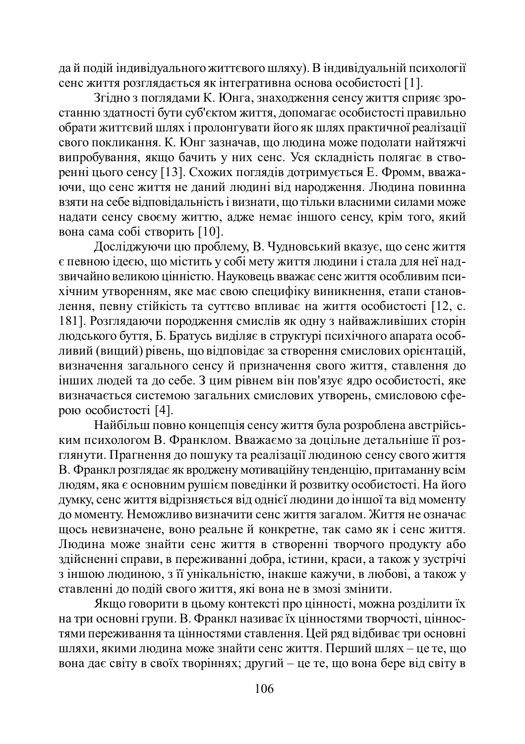да й подій індивідуального життєвого шляху). В індивідуальній психології сенс життя розглядається як інтегративна основа особистості [1].

Згідно з поглядами К. Юнга, знаходження сенсу життя сприяє зростанню здатності бути суб'єктом життя, допомагає особистості правильно обрати життєвий шлях і пролонгувати його як шлях практичної реалізації свого покликання. К. Юнг зазначав, що людина може подолати найтяжчі випробування, якщо бачить у них сенс. Уся складність полягає в створенні цього сенсу [13]. Схожих поглядів дотримується Е. Фромм, вважаючи, що сенс життя не даний людині від народження. Людина повинна взяти на себе відповідальність і визнати, що тільки власними силами може надати сенсу своєму життю, адже немає іншого сенсу, крім того, який вона сама собі створить [10].

Досліджуючи цю проблему, В. Чудновський вказує, що сенс життя є певною ідеєю, що містить у собі мету життя людини і стала для неї надзвичайно великою цінністю. Науковець вважає сенс життя особливим психічним утворенням, яке має свою специфіку виникнення, етапи становлення, певну стійкість та суттєво впливає на життя особистості [12, с. 181]. Розглядаючи породження смислів як одну з найважливіших сторін людського буття, Б. Братусь виділяє в структурі психічного апарата особливий (вищий) рівень, що відповідає за створення смислових орієнтацій, визначення загального сенсу й призначення свого життя, ставлення до інших людей та до себе. З цим рівнем він пов'язує ядро особистості, яке визначається системою загальних смислових утворень, смисловою сферою особистості [4].

Найбільш повно концепція сенсу життя була розроблена австрійським психологом В. Франклом. Вважаємо за доцільне детальніше її розглянути. Прагнення до пошуку та реалізації людиною сенсу свого життя В. Франкл розглядає як вроджену мотиваційну тенденцію, притаманну всім людям, яка є основним рушієм поведінки й розвитку особистості. На його думку, сенс життя відрізняється від однієї людини до іншої та від моменту до моменту. Неможливо визначити сенс життя загалом. Життя не означає щось невизначене, воно реальне й конкретне, так само як і сенс життя. Людина може знайти сенс життя в створенні творчого продукту або здійсненні справи, в переживанні добра, істини, краси, а також у зустрічі з іншою людиною, з її унікальністю, інакше кажучи, в любові, а також у ставленні до подій свого життя, які вона не в змозі змінити.

Якщо говорити в цьому контексті про цінності, можна розділити їх на три основні групи. В. Франкл називає їх цінностями творчості, цінностями переживання та цінностями ставлення. Цей ряд відбиває три основні шляхи, якими людина може знайти сенс життя. Перший шлях – це те, що вона дає світу в своїх творіннях; другий – це те, що вона бере від світу в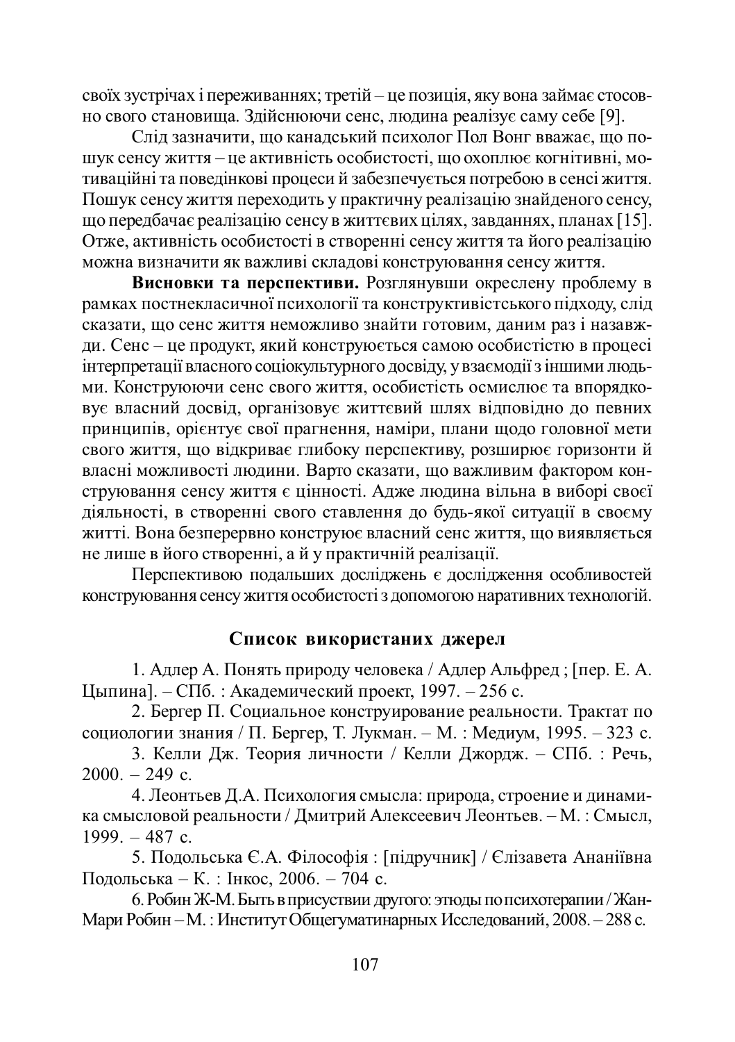своїх зустрічах і переживаннях; третій – це позиція, яку вона займає стосовно свого становища. Здійснюючи сенс, людина реалізує саму себе [9].

Слід зазначити, що канадський психолог Пол Вонг вважає, що пошук сенсу життя – це активність особистості, що охоплює когнітивні, мотиваційні та поведінкові процеси й забезпечується потребою в сенсі життя. Пошук сенсу життя переходить у практичну реалізацію знайденого сенсу, що передбачає реалізацію сенсу в життєвих цілях, завданнях, планах [15]. Отже, активність особистості в створенні сенсу життя та його реалізацію можна визначити як важливі складові конструювання сенсу життя.

**Висновки та перспективи.** Розглянувши окреслену проблему в рамках постнекласичної психології та конструктивістського підходу, слід сказати, що сенс життя неможливо знайти готовим, даним раз і назавжди. Сенс – це продукт, який конструюється самою особистістю в процесі інтерпретації власного соціокультурного досвіду, у взаємодії з іншими людьми. Конструюючи сенс свого життя, особистість осмислює та впорядковує власний досвід, організовує життєвий шлях відповідно до певних принципів, орієнтує свої прагнення, наміри, плани щодо головної мети свого життя, що відкриває глибоку перспективу, розширює горизонти й власні можливості людини. Варто сказати, що важливим фактором конструювання сенсу життя є цінності. Адже людина вільна в виборі своєї діяльності, в створенні свого ставлення до будь-якої ситуації в своєму житті. Вона безперервно конструює власний сенс життя, що виявляється не лише в його створенні, а й у практичній реалізації.

Перспективою подальших досліджень є дослідження особливостей конструювання сенсу життя особистості з допомогою наративних технологій.

## Список використаних джерел

1. Адлер А. Понять природу человека / Адлер Альфред ; [пер. Е. А. Цыпина]. – СПб. : Академический проект, 1997. – 256 с.
2. Бергер П. Социальное конструирование реальности. Трактат по социологии знания / П. Бергер, Т. Лукман. – М. : Медиум, 1995. – 323 с.
3. Келли Дж. Теория личности / Келли Джордж. – СПб. : Речь, 2000. – 249 с.
4. Леонтьев Д.А. Психология смысла: природа, строение и динамика смысловой реальности / Дмитрий Алексеевич Леонтьев. – М. : Смысл, 1999. – 487 с.
5. Подольська Є.А. Філософія : [підручник] / Єлізавета Ананіївна Подольська – К. : Інкос, 2006. – 704 с.
6. Робин Ж-М. Быть в присуствии другого: этюды по психотерапии / Жан-Мари Робин – М. : Институт Общегуматинарных Исследований, 2008. – 288 с.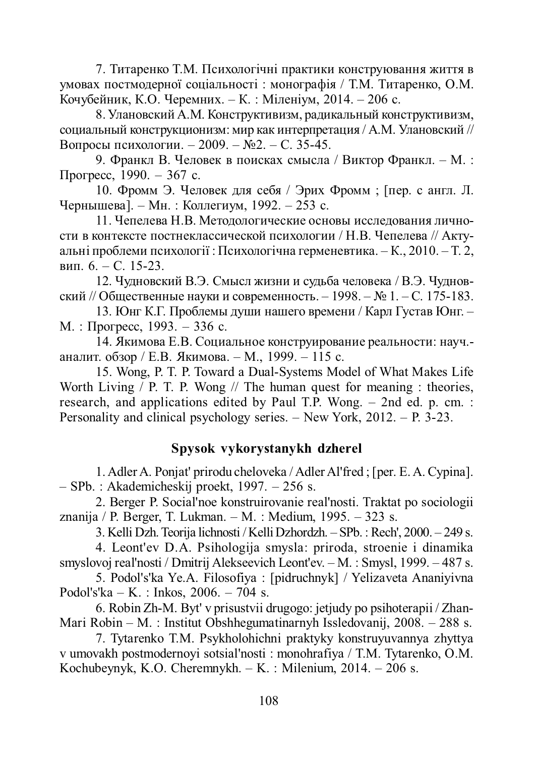7. Титаренко Т.М. Психологічні практики конструювання життя в умовах постмодерної соціальності : монографія / Т.М. Титаренко, О.М. Кочубейник, К.О. Черемних. – К. : Мініеніум, 2014. – 206 с.

8. Улановский А.М. Конструктивизм, радикальный конструктивизм, социальный конструкционизм: мир как интерпретация / А.М. Улановский // Вопросы психологии. – 2009. – №2. – С. 35-45.

9. Франкл В. Человек в поисках смысла / Виктор Франкл. – М. : Прогресс, 1990. – 367 с.

10. Фромм Э. Человек для себя / Эрих Фромм ; [пер. с англ. Л. Чернышева]. – Мн. : Коллегиум, 1992. – 253 с.

11. Чепелева Н.В. Методологические основы исследования личности в контексте постнеклассической психологии / Н.В. Чепелева // Актуальні проблеми психології : Психологічна герменевтика. – К., 2010. – Т. 2, вип. 6. – С. 15-23.

12. Чудновский В.Э. Смысл жизни и судьба человека / В.Э. Чудновский // Общественные науки и современность. – 1998. – № 1. – С. 175-183.

13. Юнг К.Г. Проблемы души нашего времени / Карл Густав Юнг. – М. : Прогресс, 1993. – 336 с.

14. Якимова Е.В. Социальное конструирование реальности: науч.-аналит. обзор / Е.В. Якимова. – М., 1999. – 115 с.

15. Wong, P. T. P. Toward a Dual-Systems Model of What Makes Life Worth Living / P. T. P. Wong // The human quest for meaning : theories, research, and applications edited by Paul T.P. Wong. – 2nd ed. p. cm. : Personality and clinical psychology series. – New York, 2012. – P. 3-23.

## Spysok vykorystanykh dzherel

1. Adler A. Ponjat' prirodu cheloveka / Adler Al'fred ; [per. E. A. Cypina]. – SPb. : Akademicheskij proekt, 1997. – 256 s.

2. Berger P. Social'noe konstruirovanie real'nosti. Traktat po sociologii znanija / P. Berger, T. Lukman. – M. : Medium, 1995. – 323 s.

3. Kelli Dzh. Teorija lichnosti / Kelli Dzhordzh. – SPb. : Rech', 2000. – 249 s.

4. Leont'ev D.A. Psihologija smysla: priroda, stroenie i dinamika smyslovoj real'nosti / Dmitrij Alekseevich Leont'ev. – M. : Smysl, 1999. – 487 s.

5. Podol's'ka Ye.A. Filosofiya : [pidruchnyk] / Yelizaveta Ananiyivna Podol's'ka – K. : Inkos, 2006. – 704 s.

6. Robin Zh-M. Byt' v prisustvii drugogo: jetjudy po psihoterapii / Zhan-Mari Robin – M. : Institut Obshhegumatinarnyh Issledovanij, 2008. – 288 s.

7. Tytarenko T.M. Psykholohichni praktyky konstruyuvannya zhyttya v umovakh postmodernoyi sotsial'nosti : monohrafiya / T.M. Tytarenko, O.M. Kochubeynyk, K.O. Cheremnykh. – K. : Milenium, 2014. – 206 s.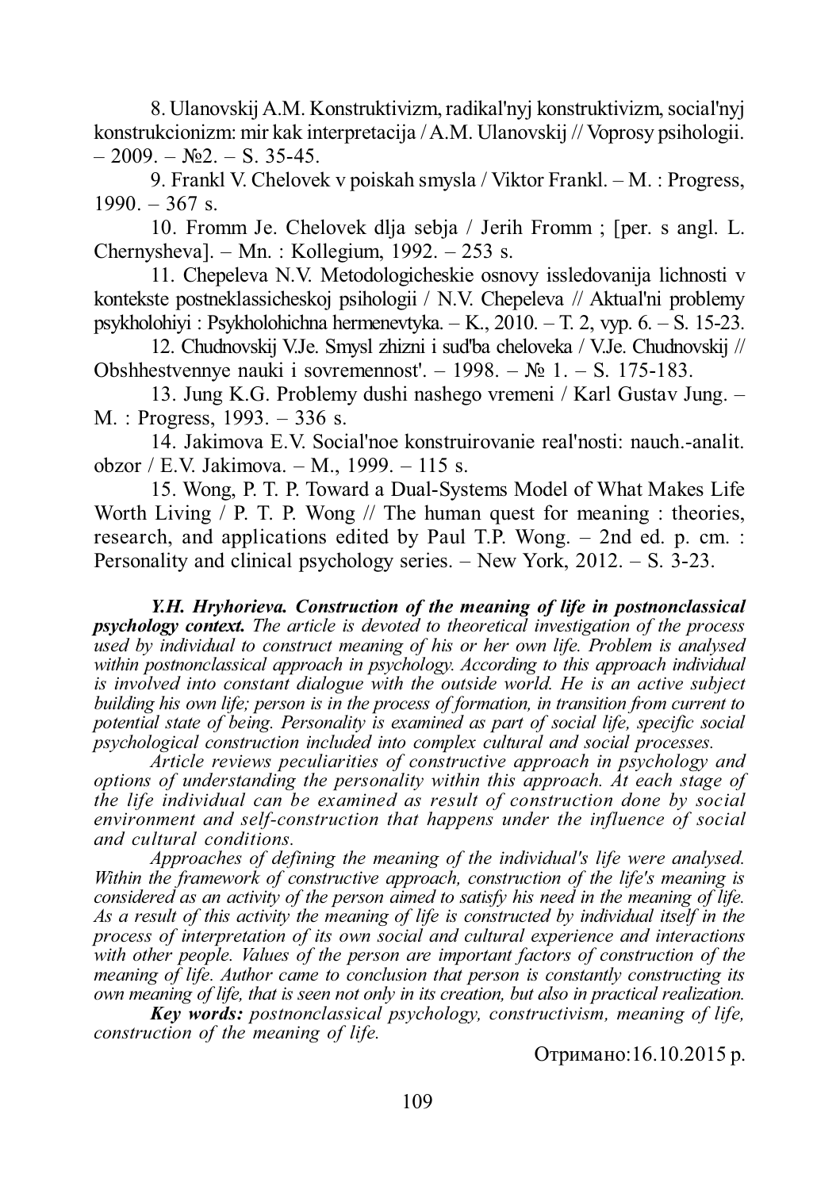8. Ulanovskij A.M. Konstruktivizm, radikal'nyj konstruktivizm, social'nyj konstrukcionizm: mir kak interpretacija / A.M. Ulanovskij // Voprosy psihologii. – 2009. – №2. – S. 35-45.

9. Frankl V. Chelovek v poiskah smysla / Viktor Frankl. – M. : Progress, 1990. – 367 s.

10. Fromm Je. Chelovek dlja sebja / Jerih Fromm ; [per. s angl. L. Chernysheva]. – Mn. : Kollegium, 1992. – 253 s.

11. Chepeleva N.V. Metodologicheskie osnovy issledovanija lichnosti v kontekste postneklassicheskoj psihologii / N.V. Chepeleva // Aktual'ni problemy psykholohiyi : Psykholohichna hermenevtyka. – K., 2010. – T. 2, vyp. 6. – S. 15-23.

12. Chudnovskij V.Je. Smysl zhizni i sud'ba cheloveka / V.Je. Chudnovskij // Obshhestvennye nauki i sovremennost'. – 1998. – № 1. – S. 175-183.

13. Jung K.G. Problemy dushi nashego vremeni / Karl Gustav Jung. – M. : Progress, 1993. – 336 s.

14. Jakimova E.V. Social'noe konstruirovanie real'nosti: nauch.-analit. obzor / E.V. Jakimova. – M., 1999. – 115 s.

15. Wong, P. T. P. Toward a Dual-Systems Model of What Makes Life Worth Living / P. T. P. Wong // The human quest for meaning : theories, research, and applications edited by Paul T.P. Wong. – 2nd ed. p. cm. : Personality and clinical psychology series. – New York, 2012. – S. 3-23.

***Y.H. Hryhorieva. Construction of the meaning of life in postnonclassical psychology context.*** *The article is devoted to theoretical investigation of the process used by individual to construct meaning of his or her own life. Problem is analysed within postnonclassical approach in psychology. According to this approach individual is involved into constant dialogue with the outside world. He is an active subject building his own life; person is in the process of formation, in transition from current to potential state of being. Personality is examined as part of social life, specific social psychological construction included into complex cultural and social processes.*

*Article reviews peculiarities of constructive approach in psychology and options of understanding the personality within this approach. At each stage of the life individual can be examined as result of construction done by social environment and self-construction that happens under the influence of social and cultural conditions.*

*Approaches of defining the meaning of the individual's life were analysed. Within the framework of constructive approach, construction of the life's meaning is considered as an activity of the person aimed to satisfy his need in the meaning of life. As a result of this activity the meaning of life is constructed by individual itself in the process of interpretation of its own social and cultural experience and interactions with other people. Values of the person are important factors of construction of the meaning of life. Author came to conclusion that person is constantly constructing its own meaning of life, that is seen not only in its creation, but also in practical realization.*

***Key words:*** *postnonclassical psychology, constructivism, meaning of life, construction of the meaning of life.*

Отримано:16.10.2015 р.